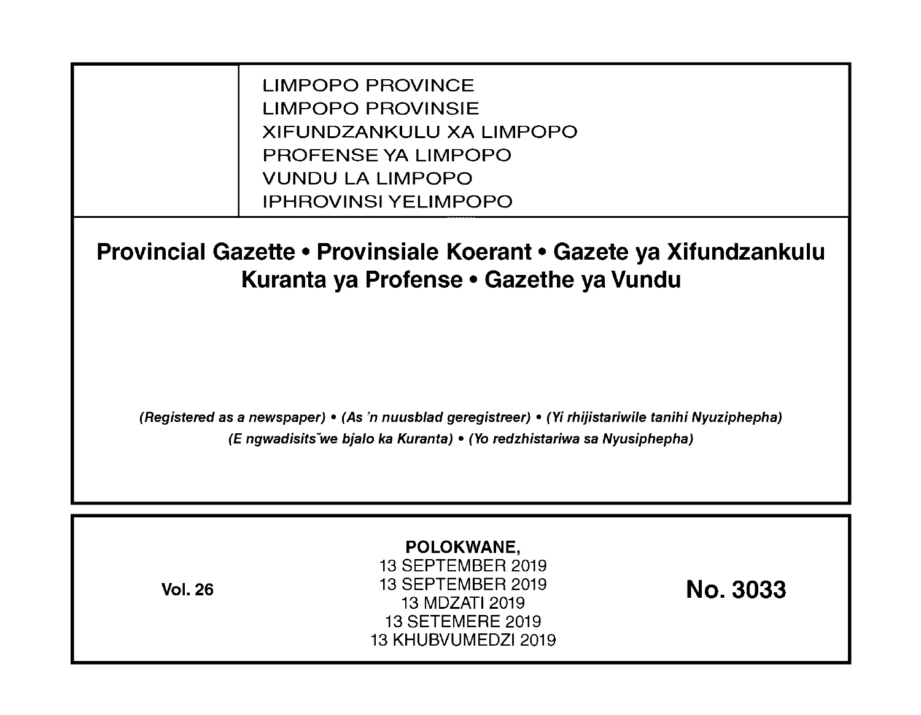LIMPOPO PROVINCE
LIMPOPO PROVINSIE
XIFUNDZANKULU XA LIMPOPO
PROFENSE YA LIMPOPO
VUNDU LA LIMPOPO
IPHROVINSI YELIMPOPO

# Provincial Gazette • Provinsiale Koerant • Gazete ya Xifundzankulu Kuranta ya Profense • Gazethe ya Vundu

*(Registered as a newspaper) • (As 'n nuusblad geregistreer) • (Yi rhijistariwile tanihi Nyuziphepha) (E ngwadisitšwe bjalo ka Kuranta) • (Yo redzhistariwa sa Nyusiphepha)*

**Vol. 26**

**POLOKWANE,**
13 SEPTEMBER 2019
13 SEPTEMBER 2019
13 MDZATI 2019
13 SETEMERE 2019
13 KHUBVUMEDZI 2019

**No. 3033**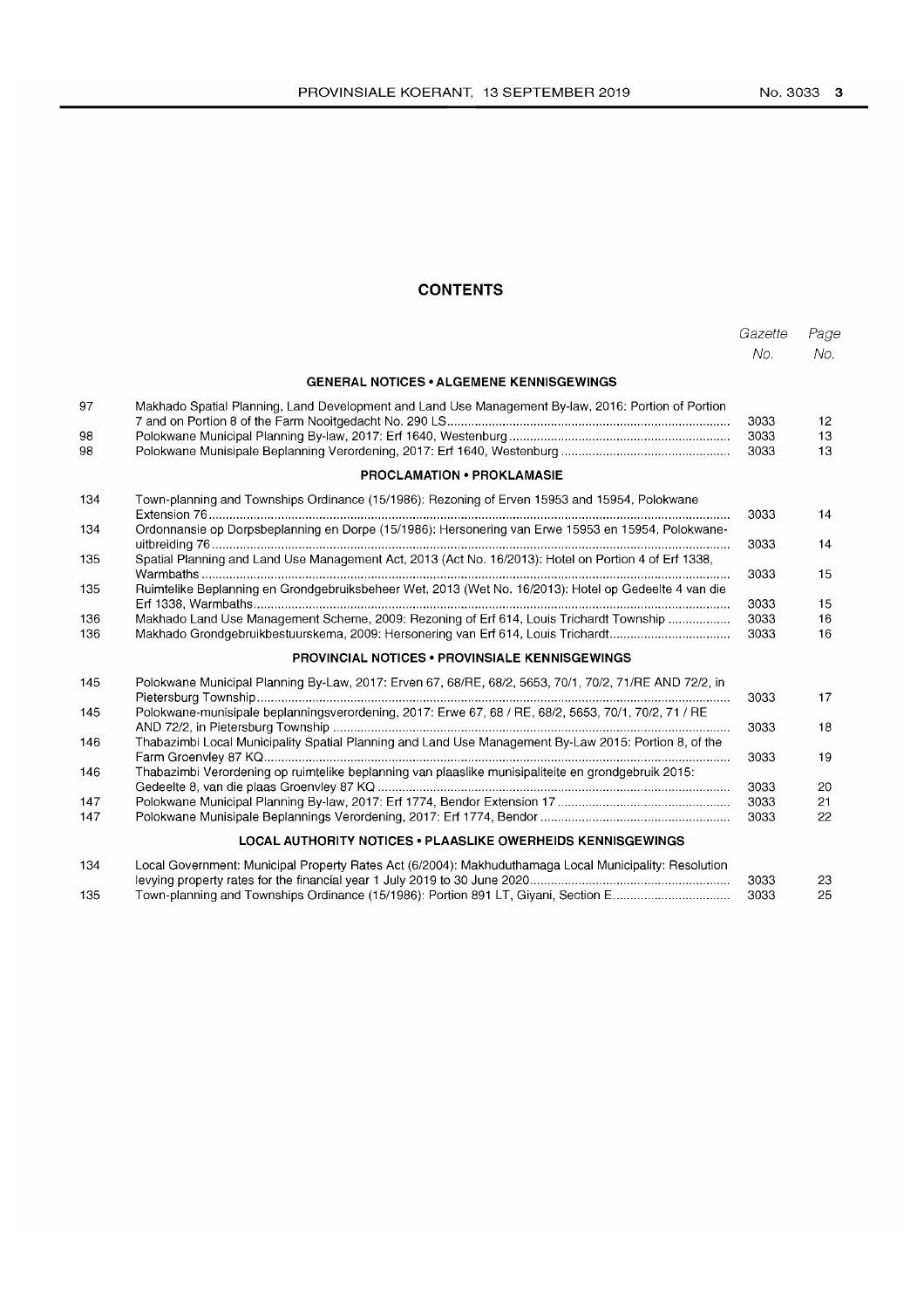# CONTENTS

| | | Gazette No. | Page No. |
|---|---|---|---|
| | **GENERAL NOTICES • ALGEMENE KENNISGEWINGS** | | |
| 97 | Makhado Spatial Planning, Land Development and Land Use Management By-law, 2016: Portion of Portion 7 and on Portion 8 of the Farm Nooitgedacht No. 290 LS | 3033 | 12 |
| 98 | Polokwane Municipal Planning By-law, 2017: Erf 1640, Westenburg | 3033 | 13 |
| 98 | Polokwane Munisipale Beplanning Verordening, 2017: Erf 1640, Westenburg | 3033 | 13 |
| | **PROCLAMATION • PROKLAMASIE** | | |
| 134 | Town-planning and Townships Ordinance (15/1986): Rezoning of Erven 15953 and 15954, Polokwane Extension 76 | 3033 | 14 |
| 134 | Ordonnansie op Dorpsbeplanning en Dorpe (15/1986): Hersonering van Erwe 15953 en 15954, Polokwane-uitbreiding 76 | 3033 | 14 |
| 135 | Spatial Planning and Land Use Management Act, 2013 (Act No. 16/2013): Hotel on Portion 4 of Erf 1338, Warmbaths | 3033 | 15 |
| 135 | Ruimtelike Beplanning en Grondgebruiksbeheer Wet, 2013 (Wet No. 16/2013): Hotel op Gedeelte 4 van die Erf 1338, Warmbaths | 3033 | 15 |
| 136 | Makhado Land Use Management Scheme, 2009: Rezoning of Erf 614, Louis Trichardt Township | 3033 | 16 |
| 136 | Makhado Grondgebruikbestuurskema, 2009: Hersonering van Erf 614, Louis Trichardt | 3033 | 16 |
| | **PROVINCIAL NOTICES • PROVINSIALE KENNISGEWINGS** | | |
| 145 | Polokwane Municipal Planning By-Law, 2017: Erven 67, 68/RE, 68/2, 5653, 70/1, 70/2, 71/RE AND 72/2, in Pietersburg Township | 3033 | 17 |
| 145 | Polokwane-munisipale beplanningsverordening, 2017: Erwe 67, 68 / RE, 68/2, 5653, 70/1, 70/2, 71 / RE AND 72/2, in Pietersburg Township | 3033 | 18 |
| 146 | Thabazimbi Local Municipality Spatial Planning and Land Use Management By-Law 2015: Portion 8, of the Farm Groenvley 87 KQ | 3033 | 19 |
| 146 | Thabazimbi Verordening op ruimtelike beplanning van plaaslike munisipaliteite en grondgebruik 2015: Gedeelte 8, van die plaas Groenvley 87 KQ | 3033 | 20 |
| 147 | Polokwane Municipal Planning By-law, 2017: Erf 1774, Bendor Extension 17 | 3033 | 21 |
| 147 | Polokwane Munisipale Beplannings Verordening, 2017: Erf 1774, Bendor | 3033 | 22 |
| | **LOCAL AUTHORITY NOTICES • PLAASLIKE OWERHEIDS KENNISGEWINGS** | | |
| 134 | Local Government: Municipal Property Rates Act (6/2004): Makhuduthamaga Local Municipality: Resolution levying property rates for the financial year 1 July 2019 to 30 June 2020 | 3033 | 23 |
| 135 | Town-planning and Townships Ordinance (15/1986): Portion 891 LT, Giyani, Section E | 3033 | 25 |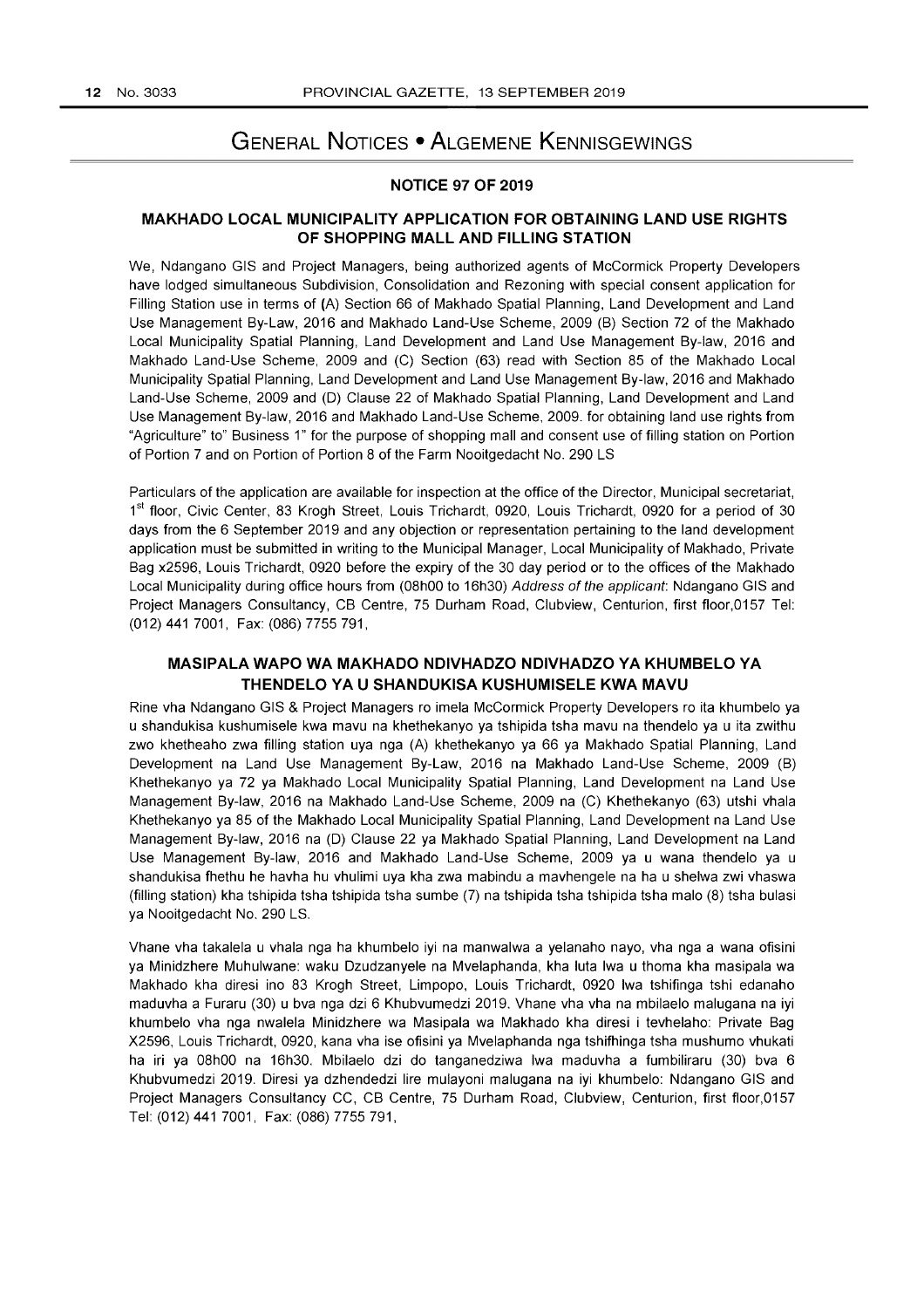# General Notices • Algemene Kennisgewings

## NOTICE 97 OF 2019

### MAKHADO LOCAL MUNICIPALITY APPLICATION FOR OBTAINING LAND USE RIGHTS OF SHOPPING MALL AND FILLING STATION

We, Ndangano GIS and Project Managers, being authorized agents of McCormick Property Developers have lodged simultaneous Subdivision, Consolidation and Rezoning with special consent application for Filling Station use in terms of (A) Section 66 of Makhado Spatial Planning, Land Development and Land Use Management By-Law, 2016 and Makhado Land-Use Scheme, 2009 (B) Section 72 of the Makhado Local Municipality Spatial Planning, Land Development and Land Use Management By-law, 2016 and Makhado Land-Use Scheme, 2009 and (C) Section (63) read with Section 85 of the Makhado Local Municipality Spatial Planning, Land Development and Land Use Management By-law, 2016 and Makhado Land-Use Scheme, 2009 and (D) Clause 22 of Makhado Spatial Planning, Land Development and Land Use Management By-law, 2016 and Makhado Land-Use Scheme, 2009. for obtaining land use rights from "Agriculture" to" Business 1" for the purpose of shopping mall and consent use of filling station on Portion of Portion 7 and on Portion of Portion 8 of the Farm Nooitgedacht No. 290 LS

Particulars of the application are available for inspection at the office of the Director, Municipal secretariat, 1st floor, Civic Center, 83 Krogh Street, Louis Trichardt, 0920, Louis Trichardt, 0920 for a period of 30 days from the 6 September 2019 and any objection or representation pertaining to the land development application must be submitted in writing to the Municipal Manager, Local Municipality of Makhado, Private Bag x2596, Louis Trichardt, 0920 before the expiry of the 30 day period or to the offices of the Makhado Local Municipality during office hours from (08h00 to 16h30) *Address of the applicant*: Ndangano GIS and Project Managers Consultancy, CB Centre, 75 Durham Road, Clubview, Centurion, first floor,0157 Tel: (012) 441 7001, Fax: (086) 7755 791,

### MASIPALA WAPO WA MAKHADO NDIVHADZO NDIVHADZO YA KHUMBELO YA THENDELO YA U SHANDUKISA KUSHUMISELE KWA MAVU

Rine vha Ndangano GIS & Project Managers ro imela McCormick Property Developers ro ita khumbelo ya u shandukisa kushumisele kwa mavu na khethekanyo ya tshipida tsha mavu na thendelo ya u ita zwithu zwo khetheaho zwa filling station uya nga (A) khethekanyo ya 66 ya Makhado Spatial Planning, Land Development na Land Use Management By-Law, 2016 na Makhado Land-Use Scheme, 2009 (B) Khethekanyo ya 72 ya Makhado Local Municipality Spatial Planning, Land Development na Land Use Management By-law, 2016 na Makhado Land-Use Scheme, 2009 na (C) Khethekanyo (63) utshi vhala Khethekanyo ya 85 of the Makhado Local Municipality Spatial Planning, Land Development na Land Use Management By-law, 2016 na (D) Clause 22 ya Makhado Spatial Planning, Land Development na Land Use Management By-law, 2016 and Makhado Land-Use Scheme, 2009 ya u wana thendelo ya u shandukisa fhethu he havha hu vhulimi uya kha zwa mabindu a mavhengele na ha u shelwa zwi vhaswa (filling station) kha tshipida tsha tshipida tsha sumbe (7) na tshipida tsha tshipida tsha malo (8) tsha bulasi ya Nooitgedacht No. 290 LS.

Vhane vha takalela u vhala nga ha khumbelo iyi na manwalwa a yelanaho nayo, vha nga a wana ofisini ya Minidzhere Muhulwane: waku Dzudzanyele na Mvelaphanda, kha luta lwa u thoma kha masipala wa Makhado kha diresi ino 83 Krogh Street, Limpopo, Louis Trichardt, 0920 lwa tshifinga tshi edanaho maduvha a Furaru (30) u bva nga dzi 6 Khubvumedzi 2019. Vhane vha vha na mbilaelo malugana na iyi khumbelo vha nga nwalela Minidzhere wa Masipala wa Makhado kha diresi i tevhelaho: Private Bag X2596, Louis Trichardt, 0920, kana vha ise ofisini ya Mvelaphanda nga tshifhinga tsha mushumo vhukati ha iri ya 08h00 na 16h30. Mbilaelo dzi do tanganedziwa lwa maduvha a fumbiliraru (30) bva 6 Khubvumedzi 2019. Diresi ya dzhendedzi lire mulayoni malugana na iyi khumbelo: Ndangano GIS and Project Managers Consultancy CC, CB Centre, 75 Durham Road, Clubview, Centurion, first floor,0157 Tel: (012) 441 7001, Fax: (086) 7755 791,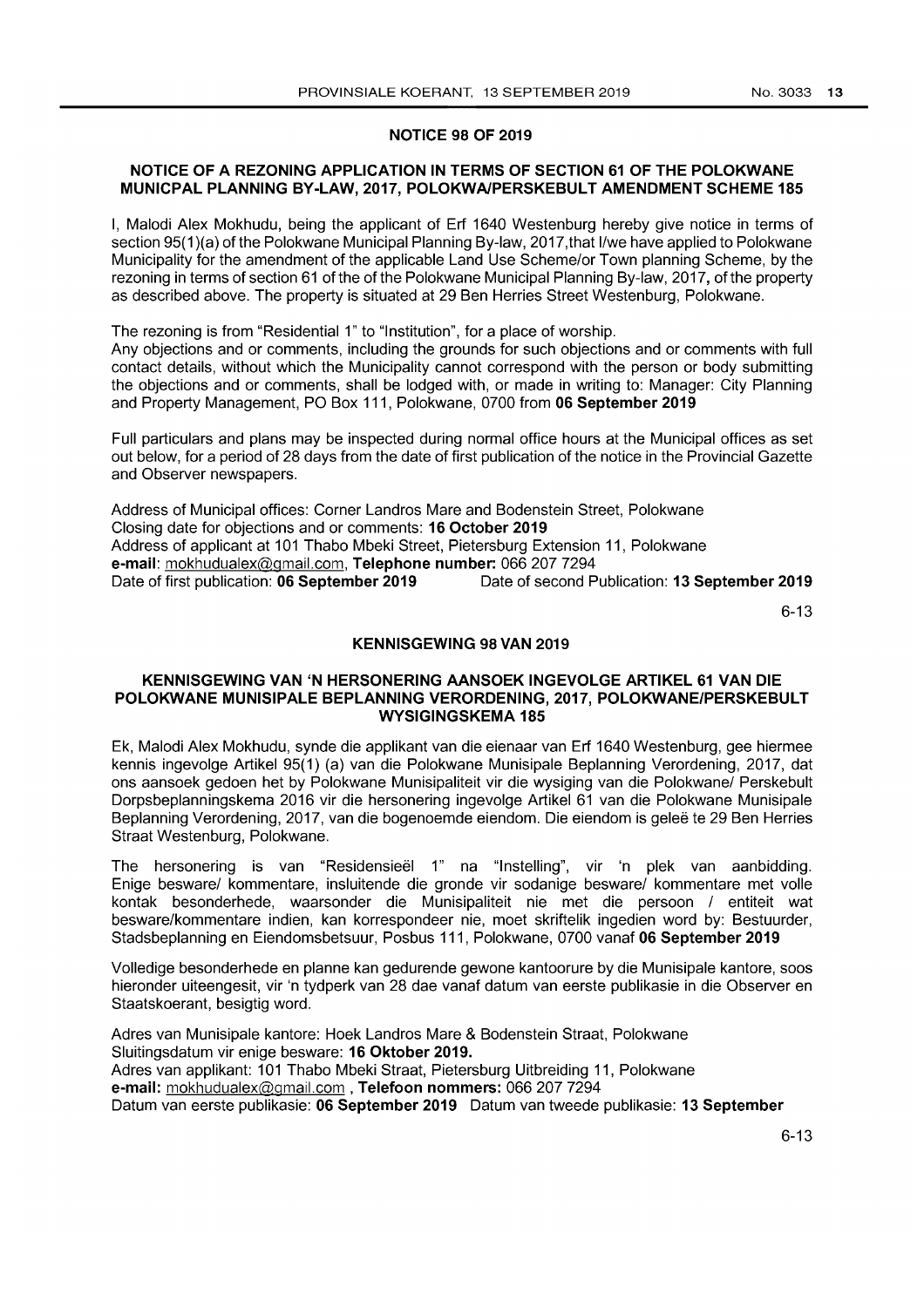## NOTICE 98 OF 2019

### NOTICE OF A REZONING APPLICATION IN TERMS OF SECTION 61 OF THE POLOKWANE MUNICPAL PLANNING BY-LAW, 2017, POLOKWA/PERSKEBULT AMENDMENT SCHEME 185

I, Malodi Alex Mokhudu, being the applicant of Erf 1640 Westenburg hereby give notice in terms of section 95(1)(a) of the Polokwane Municipal Planning By-law, 2017,that I/we have applied to Polokwane Municipality for the amendment of the applicable Land Use Scheme/or Town planning Scheme, by the rezoning in terms of section 61 of the of the Polokwane Municipal Planning By-law, 2017, of the property as described above. The property is situated at 29 Ben Herries Street Westenburg, Polokwane.

The rezoning is from "Residential 1" to "Institution", for a place of worship.
Any objections and or comments, including the grounds for such objections and or comments with full contact details, without which the Municipality cannot correspond with the person or body submitting the objections and or comments, shall be lodged with, or made in writing to: Manager: City Planning and Property Management, PO Box 111, Polokwane, 0700 from **06 September 2019**

Full particulars and plans may be inspected during normal office hours at the Municipal offices as set out below, for a period of 28 days from the date of first publication of the notice in the Provincial Gazette and Observer newspapers.

Address of Municipal offices: Corner Landros Mare and Bodenstein Street, Polokwane
Closing date for objections and or comments: **16 October 2019**
Address of applicant at 101 Thabo Mbeki Street, Pietersburg Extension 11, Polokwane
**e-mail**: mokhudualex@gmail.com, **Telephone number:** 066 207 7294
Date of first publication: **06 September 2019** Date of second Publication: **13 September 2019**

6-13

## KENNISGEWING 98 VAN 2019

### KENNISGEWING VAN 'N HERSONERING AANSOEK INGEVOLGE ARTIKEL 61 VAN DIE POLOKWANE MUNISIPALE BEPLANNING VERORDENING, 2017, POLOKWANE/PERSKEBULT WYSIGINGSKEMA 185

Ek, Malodi Alex Mokhudu, synde die applikant van die eienaar van Erf 1640 Westenburg, gee hiermee kennis ingevolge Artikel 95(1) (a) van die Polokwane Munisipale Beplanning Verordening, 2017, dat ons aansoek gedoen het by Polokwane Munisipaliteit vir die wysiging van die Polokwane/ Perskebult Dorpsbeplanningskema 2016 vir die hersonering ingevolge Artikel 61 van die Polokwane Munisipale Beplanning Verordening, 2017, van die bogenoemde eiendom. Die eiendom is geleë te 29 Ben Herries Straat Westenburg, Polokwane.

The hersonering is van "Residensieël 1" na "Instelling", vir 'n plek van aanbidding. Enige besware/ kommentare, insluitende die gronde vir sodanige besware/ kommentare met volle kontak besonderhede, waarsonder die Munisipaliteit nie met die persoon / entiteit wat besware/kommentare indien, kan korrespondeer nie, moet skriftelik ingedien word by: Bestuurder, Stadsbeplanning en Eiendomsbetsuur, Posbus 111, Polokwane, 0700 vanaf **06 September 2019**

Volledige besonderhede en planne kan gedurende gewone kantoorure by die Munisipale kantore, soos hieronder uiteengesit, vir 'n tydperk van 28 dae vanaf datum van eerste publikasie in die Observer en Staatskoerant, besigtig word.

Adres van Munisipale kantore: Hoek Landros Mare & Bodenstein Straat, Polokwane
Sluitingsdatum vir enige besware: **16 Oktober 2019.**
Adres van applikant: 101 Thabo Mbeki Straat, Pietersburg Uitbreiding 11, Polokwane
**e-mail:** mokhudualex@gmail.com , **Telefoon nommers:** 066 207 7294
Datum van eerste publikasie: **06 September 2019** Datum van tweede publikasie: **13 September**

6-13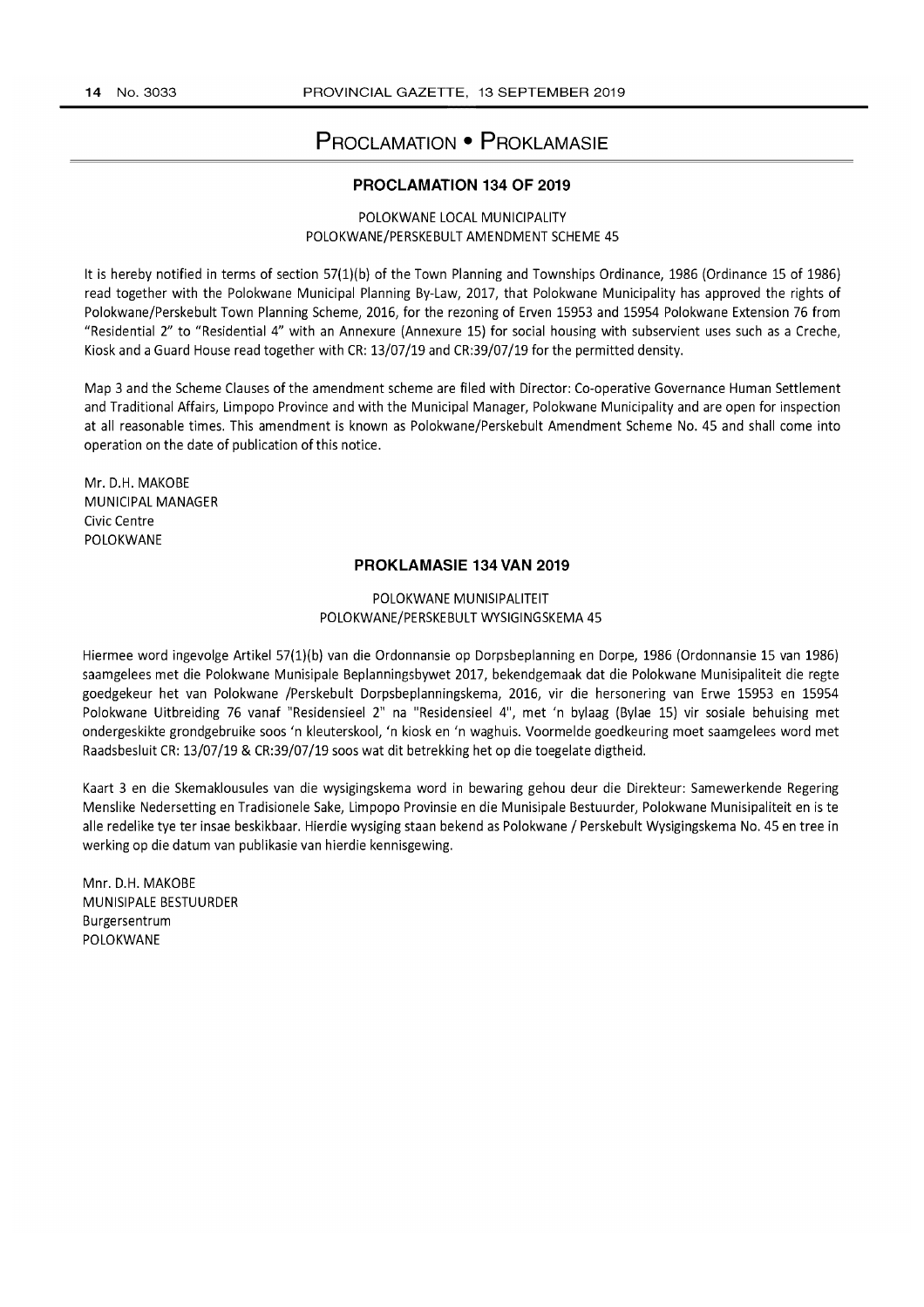# PROCLAMATION • PROKLAMASIE

## PROCLAMATION 134 OF 2019

POLOKWANE LOCAL MUNICIPALITY
POLOKWANE/PERSKEBULT AMENDMENT SCHEME 45

It is hereby notified in terms of section 57(1)(b) of the Town Planning and Townships Ordinance, 1986 (Ordinance 15 of 1986) read together with the Polokwane Municipal Planning By-Law, 2017, that Polokwane Municipality has approved the rights of Polokwane/Perskebult Town Planning Scheme, 2016, for the rezoning of Erven 15953 and 15954 Polokwane Extension 76 from "Residential 2" to "Residential 4" with an Annexure (Annexure 15) for social housing with subservient uses such as a Creche, Kiosk and a Guard House read together with CR: 13/07/19 and CR:39/07/19 for the permitted density.

Map 3 and the Scheme Clauses of the amendment scheme are filed with Director: Co-operative Governance Human Settlement and Traditional Affairs, Limpopo Province and with the Municipal Manager, Polokwane Municipality and are open for inspection at all reasonable times. This amendment is known as Polokwane/Perskebult Amendment Scheme No. 45 and shall come into operation on the date of publication of this notice.

Mr. D.H. MAKOBE
MUNICIPAL MANAGER
Civic Centre
POLOKWANE

## PROKLAMASIE 134 VAN 2019

POLOKWANE MUNISIPALITEIT
POLOKWANE/PERSKEBULT WYSIGINGSKEMA 45

Hiermee word ingevolge Artikel 57(1)(b) van die Ordonnansie op Dorpsbeplanning en Dorpe, 1986 (Ordonnansie 15 van 1986) saamgelees met die Polokwane Munisipale Beplanningsbywet 2017, bekendgemaak dat die Polokwane Munisipaliteit die regte goedgekeur het van Polokwane /Perskebult Dorpsbeplanningskema, 2016, vir die hersonering van Erwe 15953 en 15954 Polokwane Uitbreiding 76 vanaf "Residensieel 2" na "Residensieel 4", met 'n bylaag (Bylae 15) vir sosiale behuising met ondergeskikte grondgebruike soos 'n kleuterskool, 'n kiosk en 'n waghuis. Voormelde goedkeuring moet saamgelees word met Raadsbesluit CR: 13/07/19 & CR:39/07/19 soos wat dit betrekking het op die toegelate digtheid.

Kaart 3 en die Skemaklousules van die wysigingskema word in bewaring gehou deur die Direkteur: Samewerkende Regering Menslike Nedersetting en Tradisionele Sake, Limpopo Provinsie en die Munisipale Bestuurder, Polokwane Munisipaliteit en is te alle redelike tye ter insae beskikbaar. Hierdie wysiging staan bekend as Polokwane / Perskebult Wysigingskema No. 45 en tree in werking op die datum van publikasie van hierdie kennisgewing.

Mnr. D.H. MAKOBE
MUNISIPALE BESTUURDER
Burgersentrum
POLOKWANE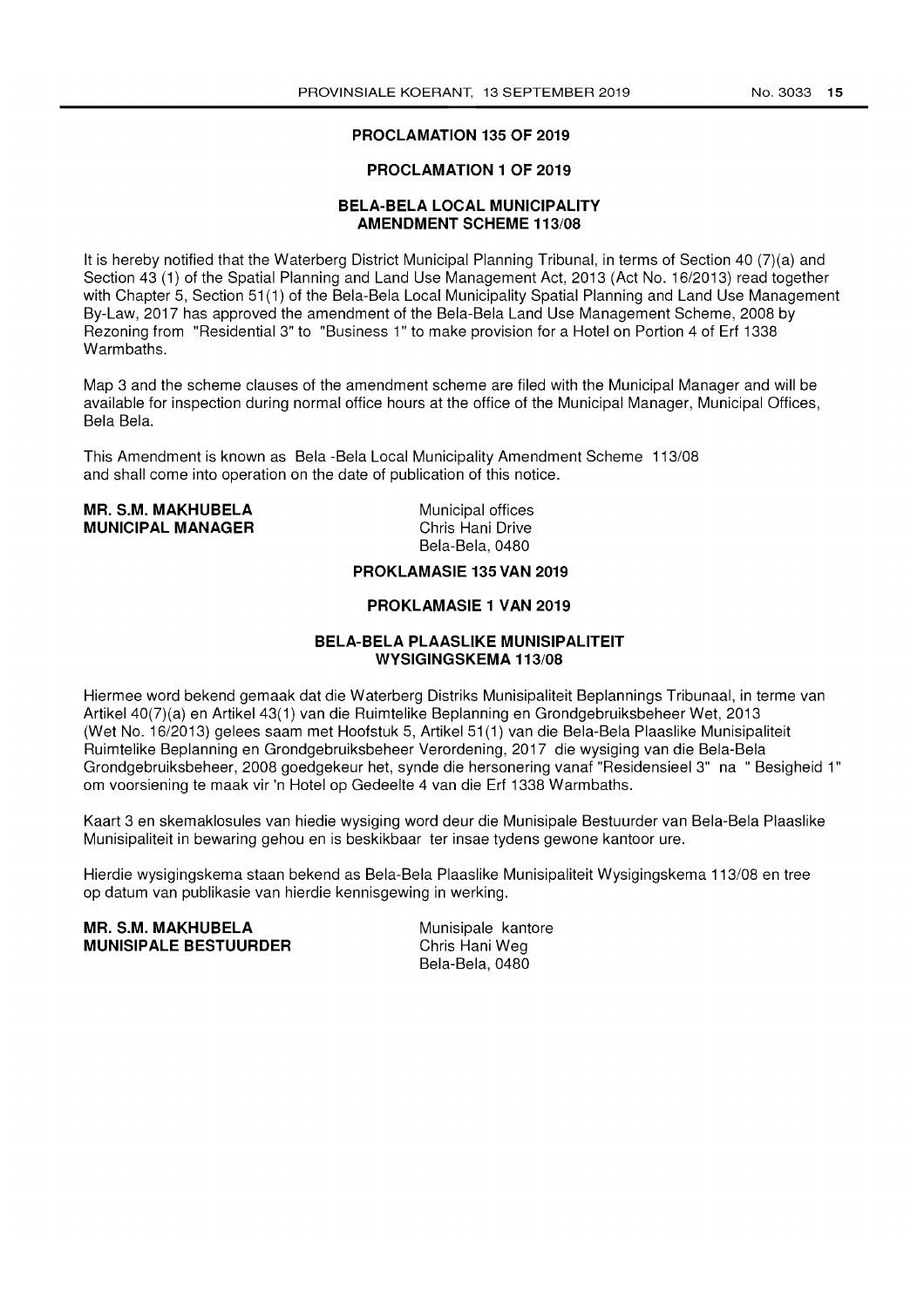## PROCLAMATION 135 OF 2019

## PROCLAMATION 1 OF 2019

### BELA-BELA LOCAL MUNICIPALITY AMENDMENT SCHEME 113/08

It is hereby notified that the Waterberg District Municipal Planning Tribunal, in terms of Section 40 (7)(a) and Section 43 (1) of the Spatial Planning and Land Use Management Act, 2013 (Act No. 16/2013) read together with Chapter 5, Section 51(1) of the Bela-Bela Local Municipality Spatial Planning and Land Use Management By-Law, 2017 has approved the amendment of the Bela-Bela Land Use Management Scheme, 2008 by Rezoning from "Residential 3" to "Business 1" to make provision for a Hotel on Portion 4 of Erf 1338 Warmbaths.

Map 3 and the scheme clauses of the amendment scheme are filed with the Municipal Manager and will be available for inspection during normal office hours at the office of the Municipal Manager, Municipal Offices, Bela Bela.

This Amendment is known as Bela -Bela Local Municipality Amendment Scheme 113/08 and shall come into operation on the date of publication of this notice.

**MR. S.M. MAKHUBELA**
**MUNICIPAL MANAGER**

Municipal offices
Chris Hani Drive
Bela-Bela, 0480

## PROKLAMASIE 135 VAN 2019

## PROKLAMASIE 1 VAN 2019

### BELA-BELA PLAASLIKE MUNISIPALITEIT WYSIGINGSKEMA 113/08

Hiermee word bekend gemaak dat die Waterberg Distriks Munisipaliteit Beplannings Tribunaal, in terme van Artikel 40(7)(a) en Artikel 43(1) van die Ruimtelike Beplanning en Grondgebruiksbeheer Wet, 2013 (Wet No. 16/2013) gelees saam met Hoofstuk 5, Artikel 51(1) van die Bela-Bela Plaaslike Munisipaliteit Ruimtelike Beplanning en Grondgebruiksbeheer Verordening, 2017 die wysiging van die Bela-Bela Grondgebruiksbeheer, 2008 goedgekeur het, synde die hersonering vanaf "Residensieel 3" na " Besigheid 1" om voorsiening te maak vir 'n Hotel op Gedeelte 4 van die Erf 1338 Warmbaths.

Kaart 3 en skemaklosules van hiedie wysiging word deur die Munisipale Bestuurder van Bela-Bela Plaaslike Munisipaliteit in bewaring gehou en is beskikbaar ter insae tydens gewone kantoor ure.

Hierdie wysigingskema staan bekend as Bela-Bela Plaaslike Munisipaliteit Wysigingskema 113/08 en tree op datum van publikasie van hierdie kennisgewing in werking.

**MR. S.M. MAKHUBELA**
**MUNISIPALE BESTUURDER**

Munisipale kantore
Chris Hani Weg
Bela-Bela, 0480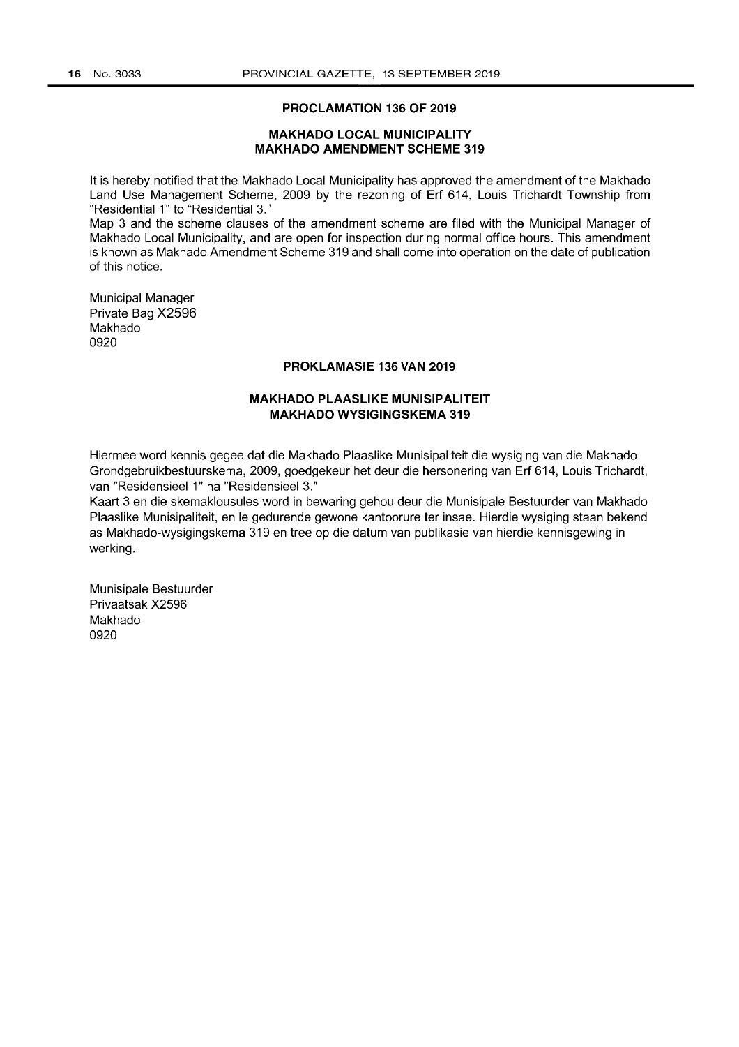## PROCLAMATION 136 OF 2019

### MAKHADO LOCAL MUNICIPALITY
### MAKHADO AMENDMENT SCHEME 319

It is hereby notified that the Makhado Local Municipality has approved the amendment of the Makhado Land Use Management Scheme, 2009 by the rezoning of Erf 614, Louis Trichardt Township from "Residential 1" to "Residential 3."

Map 3 and the scheme clauses of the amendment scheme are filed with the Municipal Manager of Makhado Local Municipality, and are open for inspection during normal office hours. This amendment is known as Makhado Amendment Scheme 319 and shall come into operation on the date of publication of this notice.

Municipal Manager
Private Bag X2596
Makhado
0920

## PROKLAMASIE 136 VAN 2019

### MAKHADO PLAASLIKE MUNISIPALITEIT
### MAKHADO WYSIGINGSKEMA 319

Hiermee word kennis gegee dat die Makhado Plaaslike Munisipaliteit die wysiging van die Makhado Grondgebruikbestuurskema, 2009, goedgekeur het deur die hersonering van Erf 614, Louis Trichardt, van "Residensieel 1" na "Residensieel 3."

Kaart 3 en die skemaklousules word in bewaring gehou deur die Munisipale Bestuurder van Makhado Plaaslike Munisipaliteit, en le gedurende gewone kantoorure ter insae. Hierdie wysiging staan bekend as Makhado-wysigingskema 319 en tree op die datum van publikasie van hierdie kennisgewing in werking.

Munisipale Bestuurder
Privaatsak X2596
Makhado
0920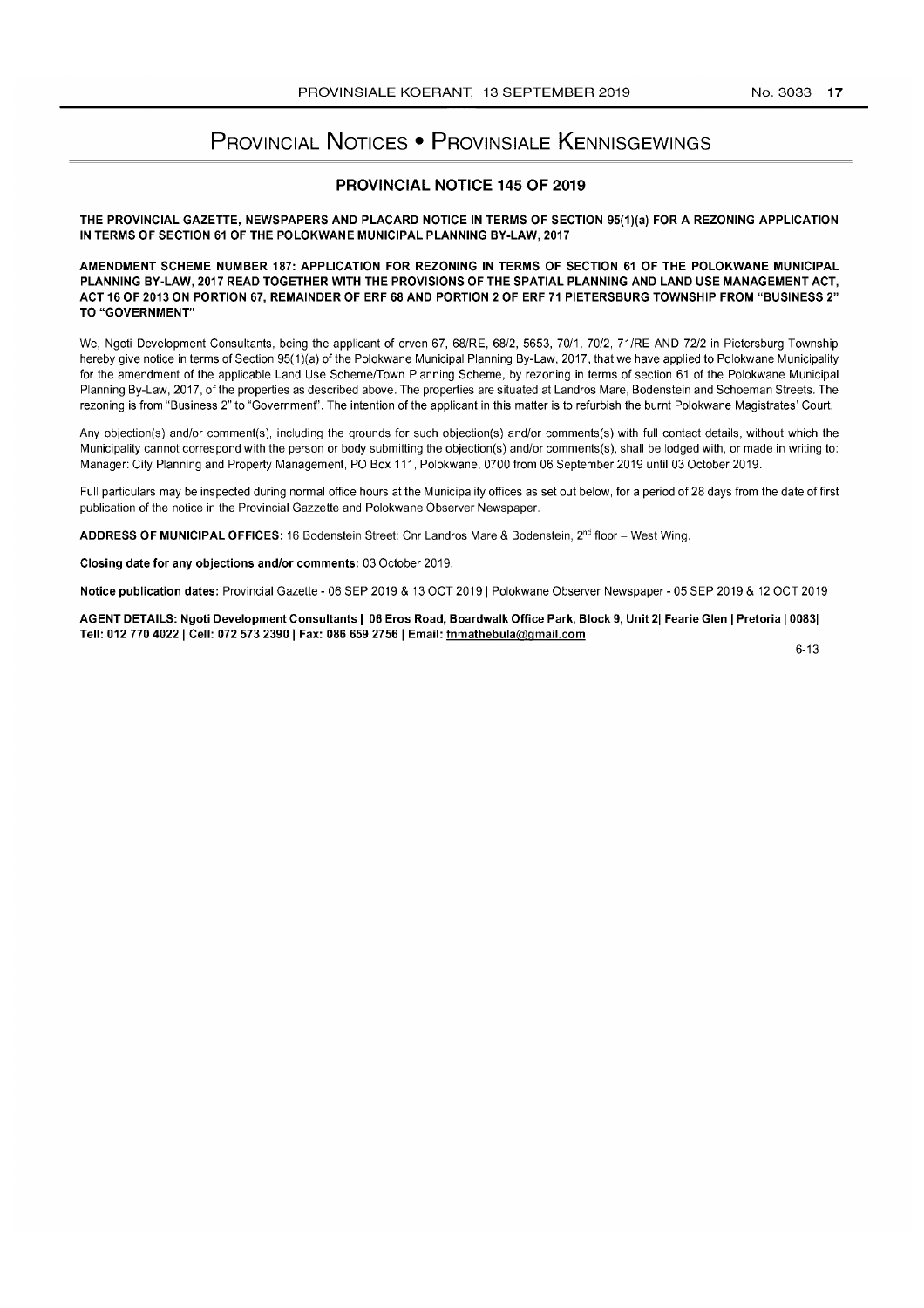# Provincial Notices • Provinsiale Kennisgewings

## PROVINCIAL NOTICE 145 OF 2019

**THE PROVINCIAL GAZETTE, NEWSPAPERS AND PLACARD NOTICE IN TERMS OF SECTION 95(1)(a) FOR A REZONING APPLICATION IN TERMS OF SECTION 61 OF THE POLOKWANE MUNICIPAL PLANNING BY-LAW, 2017**

**AMENDMENT SCHEME NUMBER 187: APPLICATION FOR REZONING IN TERMS OF SECTION 61 OF THE POLOKWANE MUNICIPAL PLANNING BY-LAW, 2017 READ TOGETHER WITH THE PROVISIONS OF THE SPATIAL PLANNING AND LAND USE MANAGEMENT ACT, ACT 16 OF 2013 ON PORTION 67, REMAINDER OF ERF 68 AND PORTION 2 OF ERF 71 PIETERSBURG TOWNSHIP FROM "BUSINESS 2" TO "GOVERNMENT"**

We, Ngoti Development Consultants, being the applicant of erven 67, 68/RE, 68/2, 5653, 70/1, 70/2, 71/RE AND 72/2 in Pietersburg Township hereby give notice in terms of Section 95(1)(a) of the Polokwane Municipal Planning By-Law, 2017, that we have applied to Polokwane Municipality for the amendment of the applicable Land Use Scheme/Town Planning Scheme, by rezoning in terms of section 61 of the Polokwane Municipal Planning By-Law, 2017, of the properties as described above. The properties are situated at Landros Mare, Bodenstein and Schoeman Streets. The rezoning is from "Business 2" to "Government". The intention of the applicant in this matter is to refurbish the burnt Polokwane Magistrates' Court.

Any objection(s) and/or comment(s), including the grounds for such objection(s) and/or comments(s) with full contact details, without which the Municipality cannot correspond with the person or body submitting the objection(s) and/or comments(s), shall be lodged with, or made in writing to: Manager: City Planning and Property Management, PO Box 111, Polokwane, 0700 from 06 September 2019 until 03 October 2019.

Full particulars may be inspected during normal office hours at the Municipality offices as set out below, for a period of 28 days from the date of first publication of the notice in the Provincial Gazzette and Polokwane Observer Newspaper.

**ADDRESS OF MUNICIPAL OFFICES:** 16 Bodenstein Street: Cnr Landros Mare & Bodenstein, 2nd floor – West Wing.

**Closing date for any objections and/or comments:** 03 October 2019.

**Notice publication dates:** Provincial Gazette - 06 SEP 2019 & 13 OCT 2019 | Polokwane Observer Newspaper - 05 SEP 2019 & 12 OCT 2019

**AGENT DETAILS: Ngoti Development Consultants | 06 Eros Road, Boardwalk Office Park, Block 9, Unit 2| Fearie Glen | Pretoria | 0083| Tell: 012 770 4022 | Cell: 072 573 2390 | Fax: 086 659 2756 | Email: fnmathebula@gmail.com**

6-13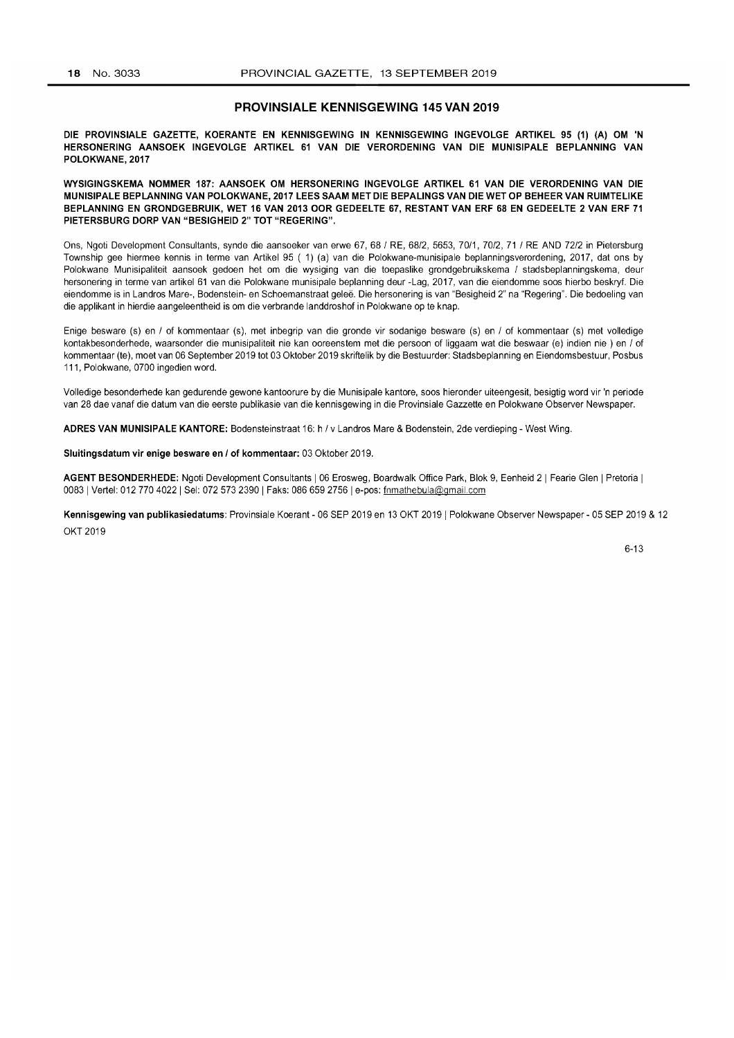## PROVINSIALE KENNISGEWING 145 VAN 2019

**DIE PROVINSIALE GAZETTE, KOERANTE EN KENNISGEWING IN KENNISGEWING INGEVOLGE ARTIKEL 95 (1) (A) OM 'N HERSONERING AANSOEK INGEVOLGE ARTIKEL 61 VAN DIE VERORDENING VAN DIE MUNISIPALE BEPLANNING VAN POLOKWANE, 2017**

**WYSIGINGSKEMA NOMMER 187: AANSOEK OM HERSONERING INGEVOLGE ARTIKEL 61 VAN DIE VERORDENING VAN DIE MUNISIPALE BEPLANNING VAN POLOKWANE, 2017 LEES SAAM MET DIE BEPALINGS VAN DIE WET OP BEHEER VAN RUIMTELIKE BEPLANNING EN GRONDGEBRUIK, WET 16 VAN 2013 OOR GEDEELTE 67, RESTANT VAN ERF 68 EN GEDEELTE 2 VAN ERF 71 PIETERSBURG DORP VAN "BESIGHEID 2" TOT "REGERING".**

Ons, Ngoti Development Consultants, synde die aansoeker van erwe 67, 68 / RE, 68/2, 5653, 70/1, 70/2, 71 / RE AND 72/2 in Pietersburg Township gee hiermee kennis in terme van Artikel 95 ( 1) (a) van die Polokwane-munisipale beplanningsverordening, 2017, dat ons by Polokwane Munisipaliteit aansoek gedoen het om die wysiging van die toepaslike grondgebruikskema / stadsbeplanningskema, deur hersonering in terme van artikel 61 van die Polokwane munisipale beplanning deur -Lag, 2017, van die eiendomme soos hierbo beskryf. Die eiendomme is in Landros Mare-, Bodenstein- en Schoemanstraat geleë. Die hersonering is van "Besigheid 2" na "Regering". Die bedoeling van die applikant in hierdie aangeleentheid is om die verbrande landdroshof in Polokwane op te knap.

Enige besware (s) en / of kommentaar (s), met inbegrip van die gronde vir sodanige besware (s) en / of kommentaar (s) met volledige kontakbesonderhede, waarsonder die munisipaliteit nie kan ooreenstem met die persoon of liggaam wat die beswaar (e) indien nie ) en / of kommentaar (te), moet van 06 September 2019 tot 03 Oktober 2019 skriftelik by die Bestuurder: Stadsbeplanning en Eiendomsbestuur, Posbus 111, Polokwane, 0700 ingedien word.

Volledige besonderhede kan gedurende gewone kantoorure by die Munisipale kantore, soos hieronder uiteengesit, besigtig word vir 'n periode van 28 dae vanaf die datum van die eerste publikasie van die kennisgewing in die Provinsiale Gazzette en Polokwane Observer Newspaper.

**ADRES VAN MUNISIPALE KANTORE:** Bodensteinstraat 16: h / v Landros Mare & Bodenstein, 2de verdieping - West Wing.

**Sluitingsdatum vir enige besware en / of kommentaar:** 03 Oktober 2019.

**AGENT BESONDERHEDE:** Ngoti Development Consultants | 06 Erosweg, Boardwalk Office Park, Blok 9, Eenheid 2 | Fearie Glen | Pretoria | 0083 | Vertel: 012 770 4022 | Sel: 072 573 2390 | Faks: 086 659 2756 | e-pos: fnmathebula@gmail.com

**Kennisgewing van publikasiedatums**: Provinsiale Koerant - 06 SEP 2019 en 13 OKT 2019 | Polokwane Observer Newspaper - 05 SEP 2019 & 12 OKT 2019

6-13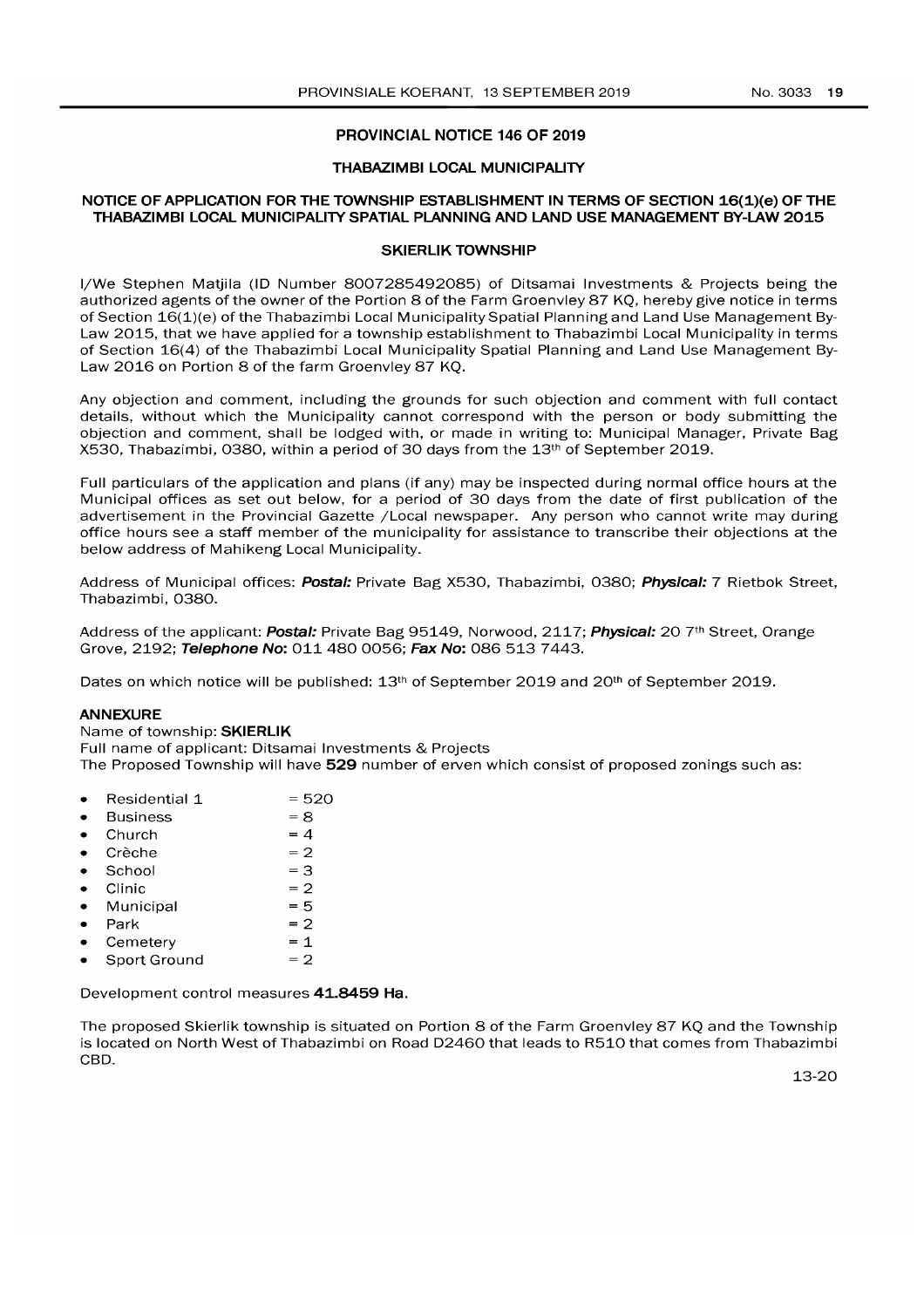## PROVINCIAL NOTICE 146 OF 2019

### THABAZIMBI LOCAL MUNICIPALITY

### NOTICE OF APPLICATION FOR THE TOWNSHIP ESTABLISHMENT IN TERMS OF SECTION 16(1)(e) OF THE THABAZIMBI LOCAL MUNICIPALITY SPATIAL PLANNING AND LAND USE MANAGEMENT BY-LAW 2015

### SKIERLIK TOWNSHIP

I/We Stephen Matjila (ID Number 8007285492085) of Ditsamai Investments & Projects being the authorized agents of the owner of the Portion 8 of the Farm Groenvley 87 KQ, hereby give notice in terms of Section 16(1)(e) of the Thabazimbi Local Municipality Spatial Planning and Land Use Management By-Law 2015, that we have applied for a township establishment to Thabazimbi Local Municipality in terms of Section 16(4) of the Thabazimbi Local Municipality Spatial Planning and Land Use Management By-Law 2016 on Portion 8 of the farm Groenvley 87 KQ.

Any objection and comment, including the grounds for such objection and comment with full contact details, without which the Municipality cannot correspond with the person or body submitting the objection and comment, shall be lodged with, or made in writing to: Municipal Manager, Private Bag X530, Thabazimbi, 0380, within a period of 30 days from the 13th of September 2019.

Full particulars of the application and plans (if any) may be inspected during normal office hours at the Municipal offices as set out below, for a period of 30 days from the date of first publication of the advertisement in the Provincial Gazette /Local newspaper. Any person who cannot write may during office hours see a staff member of the municipality for assistance to transcribe their objections at the below address of Mahikeng Local Municipality.

Address of Municipal offices: ***Postal:*** Private Bag X530, Thabazimbi, 0380; ***Physical:*** 7 Rietbok Street, Thabazimbi, 0380.

Address of the applicant: ***Postal:*** Private Bag 95149, Norwood, 2117; ***Physical:*** 20 7th Street, Orange Grove, 2192; ***Telephone No:*** 011 480 0056; ***Fax No:*** 086 513 7443.

Dates on which notice will be published: 13th of September 2019 and 20th of September 2019.

**ANNEXURE**

Name of township: **SKIERLIK**

Full name of applicant: Ditsamai Investments & Projects

The Proposed Township will have **529** number of erven which consist of proposed zonings such as:

- Residential 1 = 520
- Business = 8
- Church = 4
- Crèche = 2
- School = 3
- Clinic = 2
- Municipal = 5
- Park = 2
- Cemetery = 1
- Sport Ground = 2

Development control measures **41.8459 Ha.**

The proposed Skierlik township is situated on Portion 8 of the Farm Groenvley 87 KQ and the Township is located on North West of Thabazimbi on Road D2460 that leads to R510 that comes from Thabazimbi CBD.

13-20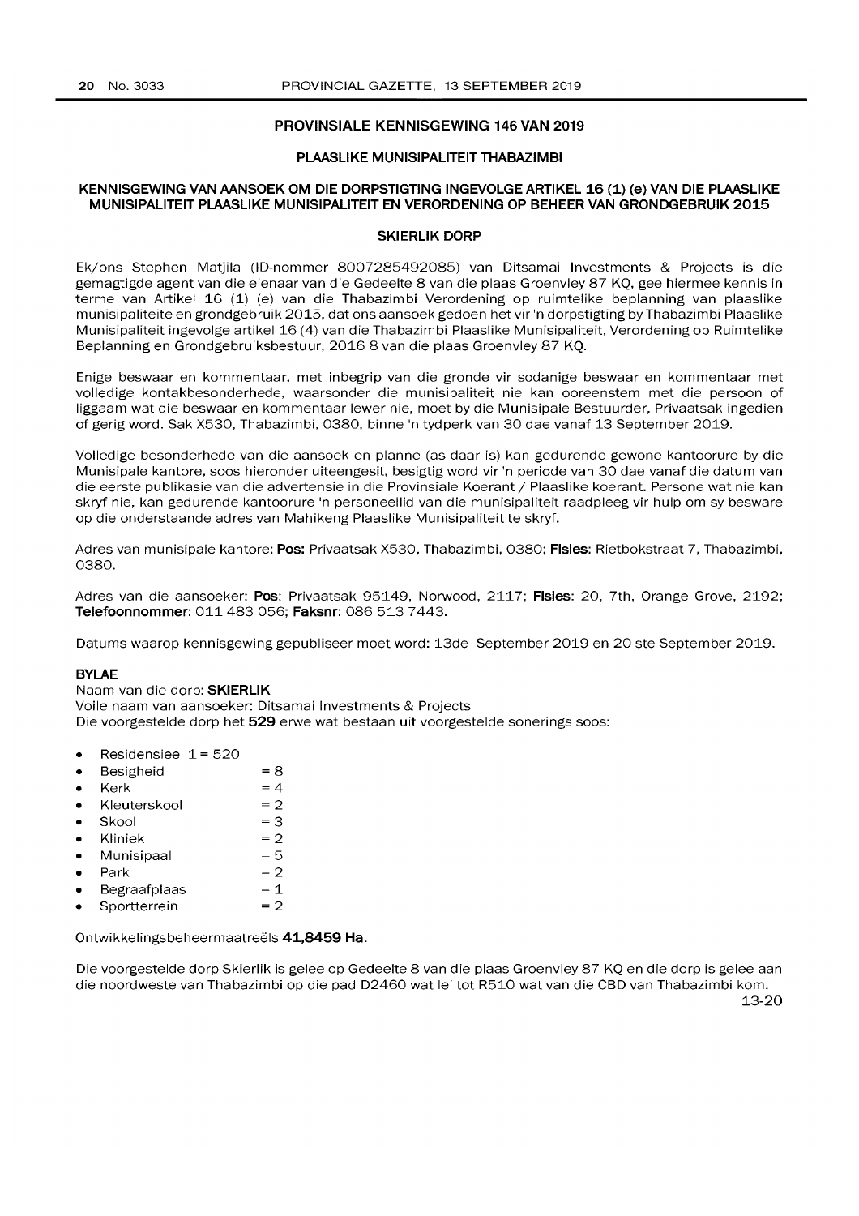## PROVINSIALE KENNISGEWING 146 VAN 2019

### PLAASLIKE MUNISIPALITEIT THABAZIMBI

### KENNISGEWING VAN AANSOEK OM DIE DORPSTIGTING INGEVOLGE ARTIKEL 16 (1) (e) VAN DIE PLAASLIKE MUNISIPALITEIT PLAASLIKE MUNISIPALITEIT EN VERORDENING OP BEHEER VAN GRONDGEBRUIK 2015

### SKIERLIK DORP

Ek/ons Stephen Matjila (ID-nommer 8007285492085) van Ditsamai Investments & Projects is die gemagtigde agent van die eienaar van die Gedeelte 8 van die plaas Groenvley 87 KQ, gee hiermee kennis in terme van Artikel 16 (1) (e) van die Thabazimbi Verordening op ruimtelike beplanning van plaaslike munisipaliteite en grondgebruik 2015, dat ons aansoek gedoen het vir 'n dorpstigting by Thabazimbi Plaaslike Munisipaliteit ingevolge artikel 16 (4) van die Thabazimbi Plaaslike Munisipaliteit, Verordening op Ruimtelike Beplanning en Grondgebruiksbestuur, 2016 8 van die plaas Groenvley 87 KQ.

Enige beswaar en kommentaar, met inbegrip van die gronde vir sodanige beswaar en kommentaar met volledige kontakbesonderhede, waarsonder die munisipaliteit nie kan ooreenstem met die persoon of liggaam wat die beswaar en kommentaar lewer nie, moet by die Munisipale Bestuurder, Privaatsak ingedien of gerig word. Sak X530, Thabazimbi, 0380, binne 'n tydperk van 30 dae vanaf 13 September 2019.

Volledige besonderhede van die aansoek en planne (as daar is) kan gedurende gewone kantoorure by die Munisipale kantore, soos hieronder uiteengesit, besigtig word vir 'n periode van 30 dae vanaf die datum van die eerste publikasie van die advertensie in die Provinsiale Koerant / Plaaslike koerant. Persone wat nie kan skryf nie, kan gedurende kantoorure 'n personeellid van die munisipaliteit raadpleeg vir hulp om sy besware op die onderstaande adres van Mahikeng Plaaslike Munisipaliteit te skryf.

Adres van munisipale kantore: **Pos:** Privaatsak X530, Thabazimbi, 0380; **Fisies**: Rietbokstraat 7, Thabazimbi, 0380.

Adres van die aansoeker: **Pos**: Privaatsak 95149, Norwood, 2117; **Fisies**: 20, 7th, Orange Grove, 2192; **Telefoonnommer**: 011 483 056; **Faksnr**: 086 513 7443.

Datums waarop kennisgewing gepubliseer moet word: 13de September 2019 en 20 ste September 2019.

**BYLAE**

Naam van die dorp: **SKIERLIK**
Volle naam van aansoeker: Ditsamai Investments & Projects
Die voorgestelde dorp het **529** erwe wat bestaan uit voorgestelde sonerings soos:

- Residensieel 1 = 520
- Besigheid = 8
- Kerk = 4
- Kleuterskool = 2
- Skool = 3
- Kliniek = 2
- Munisipaal = 5
- Park = 2
- Begraafplaas = 1
- Sportterrein = 2

Ontwikkelingsbeheermaatreëls **41,8459 Ha**.

Die voorgestelde dorp Skierlik is gelee op Gedeelte 8 van die plaas Groenvley 87 KQ en die dorp is gelee aan die noordweste van Thabazimbi op die pad D2460 wat lei tot R510 wat van die CBD van Thabazimbi kom.

13-20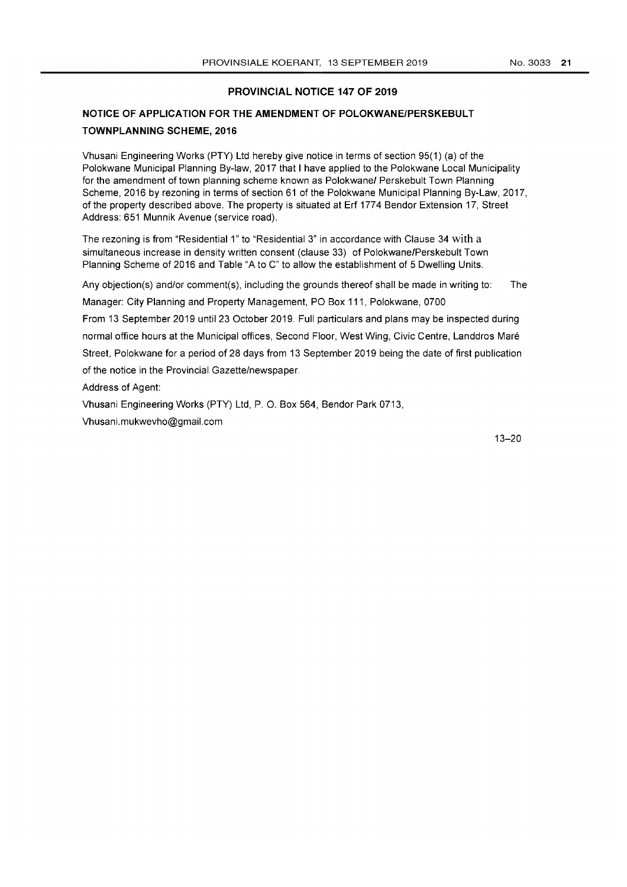## PROVINCIAL NOTICE 147 OF 2019

### NOTICE OF APPLICATION FOR THE AMENDMENT OF POLOKWANE/PERSKEBULT TOWNPLANNING SCHEME, 2016

Vhusani Engineering Works (PTY) Ltd hereby give notice in terms of section 95(1) (a) of the Polokwane Municipal Planning By-law, 2017 that I have applied to the Polokwane Local Municipality for the amendment of town planning scheme known as Polokwane/ Perskebult Town Planning Scheme, 2016 by rezoning in terms of section 61 of the Polokwane Municipal Planning By-Law, 2017, of the property described above. The property is situated at Erf 1774 Bendor Extension 17, Street Address: 651 Munnik Avenue (service road).

The rezoning is from "Residential 1" to "Residential 3" in accordance with Clause 34 with a simultaneous increase in density written consent (clause 33) of Polokwane/Perskebult Town Planning Scheme of 2016 and Table "A to C" to allow the establishment of 5 Dwelling Units.

Any objection(s) and/or comment(s), including the grounds thereof shall be made in writing to: The Manager: City Planning and Property Management, PO Box 111, Polokwane, 0700

From 13 September 2019 until 23 October 2019. Full particulars and plans may be inspected during normal office hours at the Municipal offices, Second Floor, West Wing, Civic Centre, Landdros Maré Street, Polokwane for a period of 28 days from 13 September 2019 being the date of first publication of the notice in the Provincial Gazette/newspaper.

Address of Agent:

Vhusani Engineering Works (PTY) Ltd, P. O. Box 564, Bendor Park 0713,

Vhusani.mukwevho@gmail.com

13–20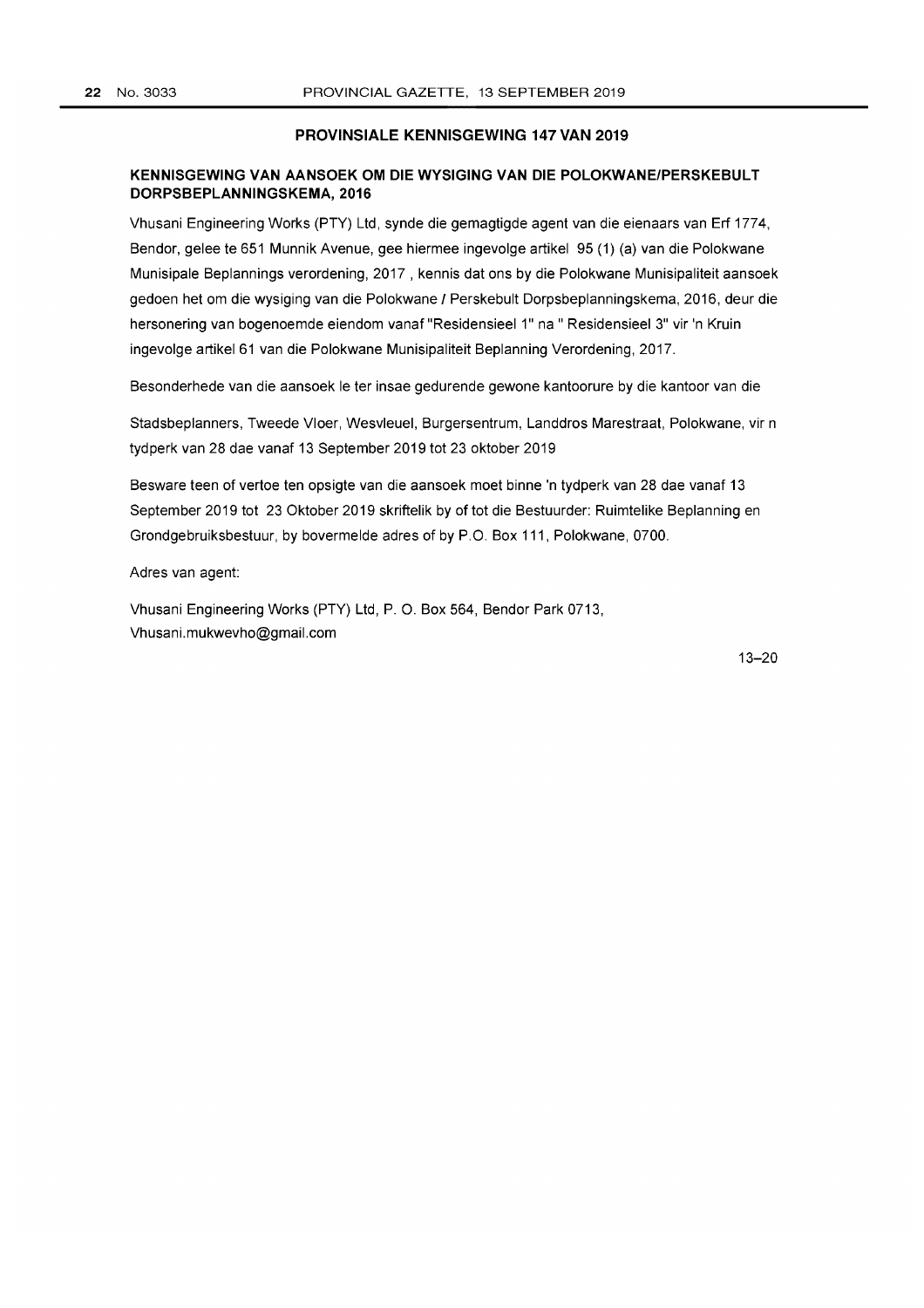## PROVINSIALE KENNISGEWING 147 VAN 2019

### KENNISGEWING VAN AANSOEK OM DIE WYSIGING VAN DIE POLOKWANE/PERSKEBULT DORPSBEPLANNINGSKEMA, 2016

Vhusani Engineering Works (PTY) Ltd, synde die gemagtigde agent van die eienaars van Erf 1774, Bendor, gelee te 651 Munnik Avenue, gee hiermee ingevolge artikel 95 (1) (a) van die Polokwane Munisipale Beplannings verordening, 2017 , kennis dat ons by die Polokwane Munisipaliteit aansoek gedoen het om die wysiging van die Polokwane / Perskebult Dorpsbeplanningskema, 2016, deur die hersonering van bogenoemde eiendom vanaf "Residensieel 1" na " Residensieel 3" vir 'n Kruin ingevolge artikel 61 van die Polokwane Munisipaliteit Beplanning Verordening, 2017.

Besonderhede van die aansoek le ter insae gedurende gewone kantoorure by die kantoor van die

Stadsbeplanners, Tweede Vloer, Wesvleuel, Burgersentrum, Landdros Marestraat, Polokwane, vir n tydperk van 28 dae vanaf 13 September 2019 tot 23 oktober 2019

Besware teen of vertoe ten opsigte van die aansoek moet binne 'n tydperk van 28 dae vanaf 13 September 2019 tot 23 Oktober 2019 skriftelik by of tot die Bestuurder: Ruimtelike Beplanning en Grondgebruiksbestuur, by bovermelde adres of by P.O. Box 111, Polokwane, 0700.

Adres van agent:

Vhusani Engineering Works (PTY) Ltd, P. O. Box 564, Bendor Park 0713, Vhusani.mukwevho@gmail.com

13–20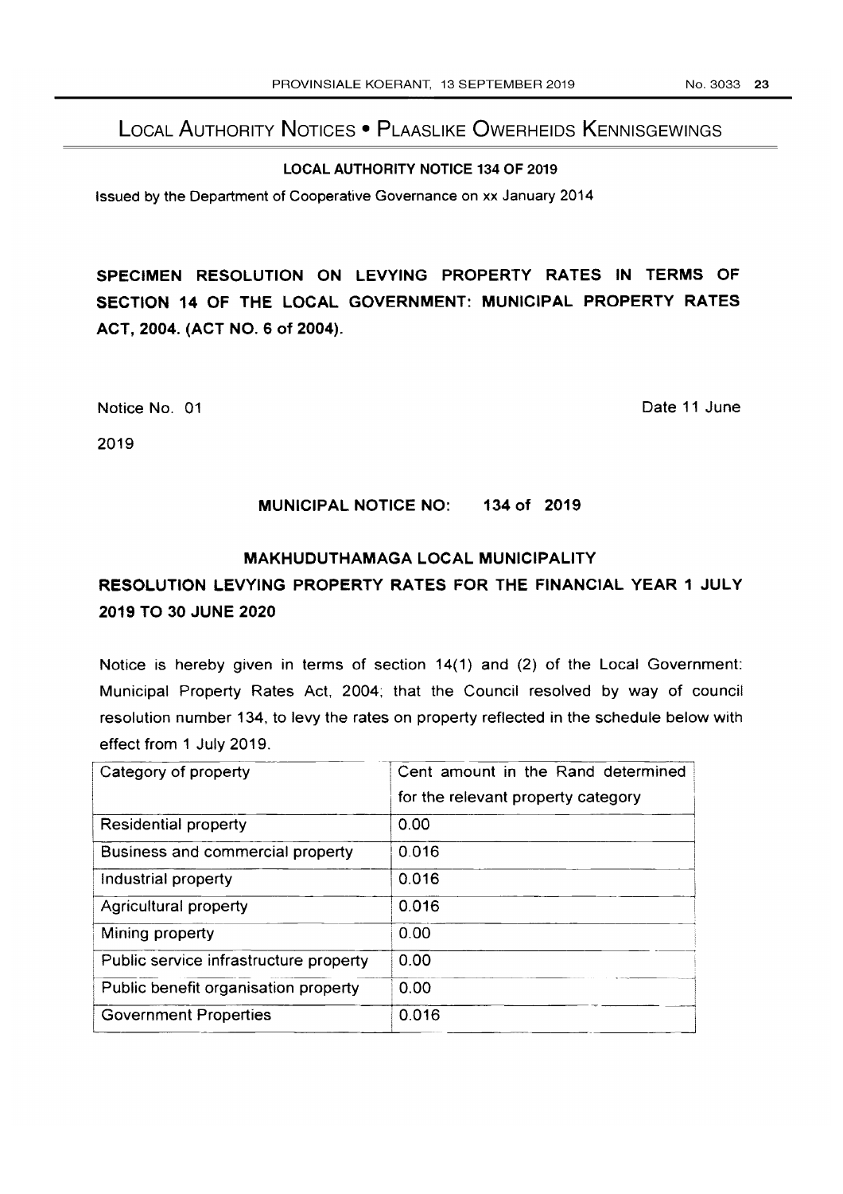# Local Authority Notices • Plaaslike Owerheids Kennisgewings

**LOCAL AUTHORITY NOTICE 134 OF 2019**

Issued by the Department of Cooperative Governance on xx January 2014

## SPECIMEN RESOLUTION ON LEVYING PROPERTY RATES IN TERMS OF SECTION 14 OF THE LOCAL GOVERNMENT: MUNICIPAL PROPERTY RATES ACT, 2004. (ACT NO. 6 of 2004).

Notice No. 01 Date 11 June 2019

**MUNICIPAL NOTICE NO: 134 of 2019**

**MAKHUDUTHAMAGA LOCAL MUNICIPALITY**

**RESOLUTION LEVYING PROPERTY RATES FOR THE FINANCIAL YEAR 1 JULY 2019 TO 30 JUNE 2020**

Notice is hereby given in terms of section 14(1) and (2) of the Local Government: Municipal Property Rates Act, 2004; that the Council resolved by way of council resolution number 134, to levy the rates on property reflected in the schedule below with effect from 1 July 2019.

| Category of property | Cent amount in the Rand determined for the relevant property category |
|---|---|
| Residential property | 0.00 |
| Business and commercial property | 0.016 |
| Industrial property | 0.016 |
| Agricultural property | 0.016 |
| Mining property | 0.00 |
| Public service infrastructure property | 0.00 |
| Public benefit organisation property | 0.00 |
| Government Properties | 0.016 |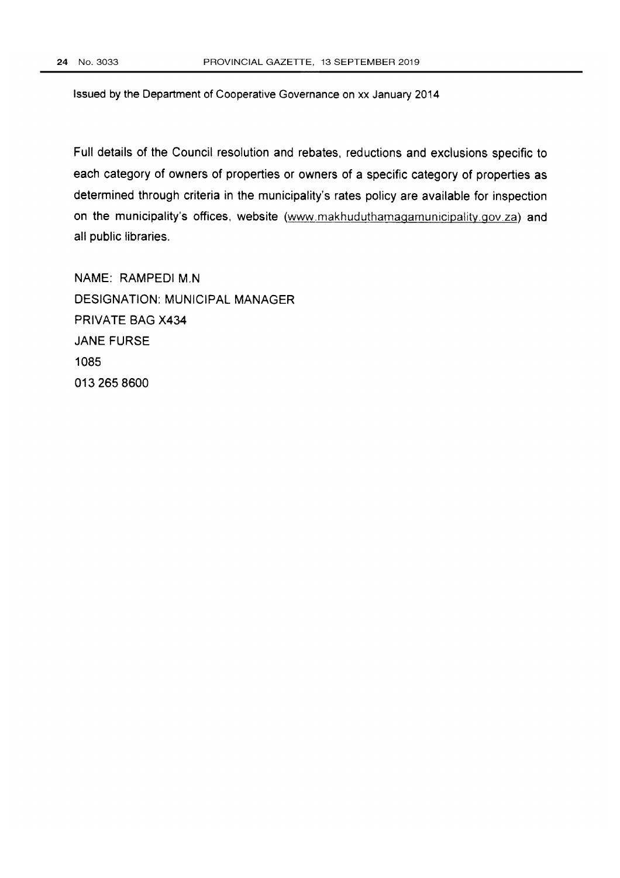Issued by the Department of Cooperative Governance on xx January 2014

Full details of the Council resolution and rebates, reductions and exclusions specific to each category of owners of properties or owners of a specific category of properties as determined through criteria in the municipality's rates policy are available for inspection on the municipality's offices, website (www.makhuduthamagamunicipality.gov.za) and all public libraries.

NAME: RAMPEDI M.N
DESIGNATION: MUNICIPAL MANAGER
PRIVATE BAG X434
JANE FURSE
1085
013 265 8600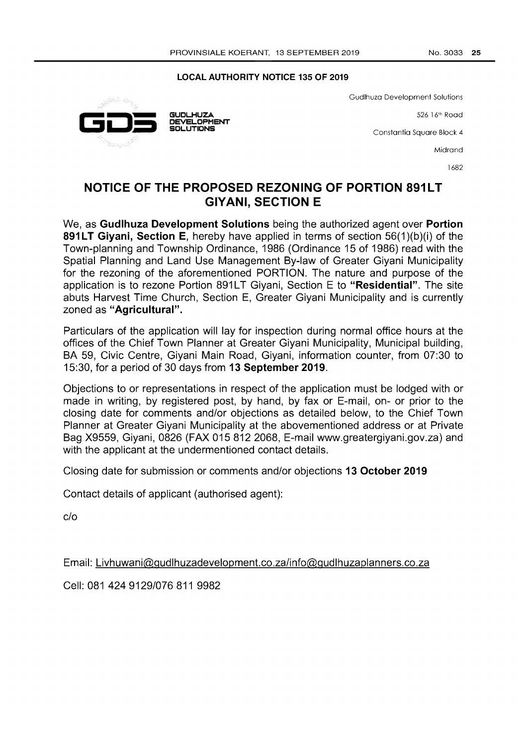**LOCAL AUTHORITY NOTICE 135 OF 2019**

GUDLHUZA DEVELOPMENT SOLUTIONS

Gudlhuza Development Solutions

526 16th Road

Constantia Square Block 4

Midrand

1682

## NOTICE OF THE PROPOSED REZONING OF PORTION 891LT GIYANI, SECTION E

We, as **Gudlhuza Development Solutions** being the authorized agent over **Portion 891LT Giyani, Section E**, hereby have applied in terms of section 56(1)(b)(i) of the Town-planning and Township Ordinance, 1986 (Ordinance 15 of 1986) read with the Spatial Planning and Land Use Management By-law of Greater Giyani Municipality for the rezoning of the aforementioned PORTION. The nature and purpose of the application is to rezone Portion 891LT Giyani, Section E to **"Residential"**. The site abuts Harvest Time Church, Section E, Greater Giyani Municipality and is currently zoned as **"Agricultural".**

Particulars of the application will lay for inspection during normal office hours at the offices of the Chief Town Planner at Greater Giyani Municipality, Municipal building, BA 59, Civic Centre, Giyani Main Road, Giyani, information counter, from 07:30 to 15:30, for a period of 30 days from **13 September 2019**.

Objections to or representations in respect of the application must be lodged with or made in writing, by registered post, by hand, by fax or E-mail, on- or prior to the closing date for comments and/or objections as detailed below, to the Chief Town Planner at Greater Giyani Municipality at the abovementioned address or at Private Bag X9559, Giyani, 0826 (FAX 015 812 2068, E-mail www.greatergiyani.gov.za) and with the applicant at the undermentioned contact details.

Closing date for submission or comments and/or objections **13 October 2019**

Contact details of applicant (authorised agent):

c/o

Email: Livhuwani@gudlhuzadevelopment.co.za/info@gudlhuzaplanners.co.za

Cell: 081 424 9129/076 811 9982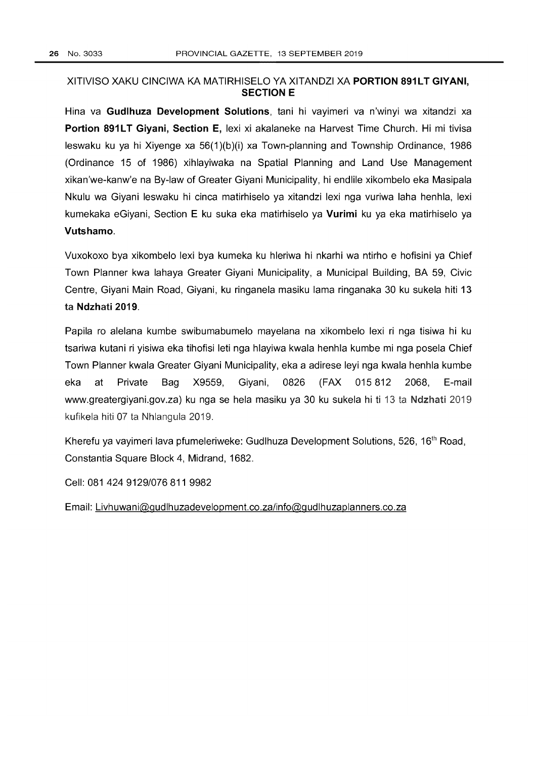## XITIVISO XAKU CINCIWA KA MATIRHISELO YA XITANDZI XA **PORTION 891LT GIYANI, SECTION E**

Hina va **Gudlhuza Development Solutions**, tani hi vayimeri va n'winyi wa xitandzi xa **Portion 891LT Giyani, Section E,** lexi xi akalaneke na Harvest Time Church. Hi mi tivisa leswaku ku ya hi Xiyenge xa 56(1)(b)(i) xa Town-planning and Township Ordinance, 1986 (Ordinance 15 of 1986) xihlayiwaka na Spatial Planning and Land Use Management xikan'we-kanw'e na By-law of Greater Giyani Municipality, hi endlile xikombelo eka Masipala Nkulu wa Giyani leswaku hi cinca matirhiselo ya xitandzi lexi nga vuriwa laha henhla, lexi kumekaka eGiyani, Section E ku suka eka matirhiselo ya **Vurimi** ku ya eka matirhiselo ya **Vutshamo**.

Vuxokoxo bya xikombelo lexi bya kumeka ku hleriwa hi nkarhi wa ntirho e hofisini ya Chief Town Planner kwa lahaya Greater Giyani Municipality, a Municipal Building, BA 59, Civic Centre, Giyani Main Road, Giyani, ku ringanela masiku lama ringanaka 30 ku sukela hiti **13 ta Ndzhati 2019**.

Papila ro alelana kumbe swibumabumelo mayelana na xikombelo lexi ri nga tisiwa hi ku tsariwa kutani ri yisiwa eka tihofisi leti nga hlayiwa kwala henhla kumbe mi nga posela Chief Town Planner kwala Greater Giyani Municipality, eka a adirese leyi nga kwala henhla kumbe eka at Private Bag X9559, Giyani, 0826 (FAX 015 812 2068, E-mail www.greatergiyani.gov.za) ku nga se hela masiku ya 30 ku sukela hi ti 13 ta Ndzhati 2019 kufikela hiti 07 ta Nhlangula 2019.

Kherefu ya vayimeri lava pfumeleriweke: Gudlhuza Development Solutions, 526, 16th Road, Constantia Square Block 4, Midrand, 1682.

Cell: 081 424 9129/076 811 9982

Email: Livhuwani@gudlhuzadevelopment.co.za/info@gudlhuzaplanners.co.za